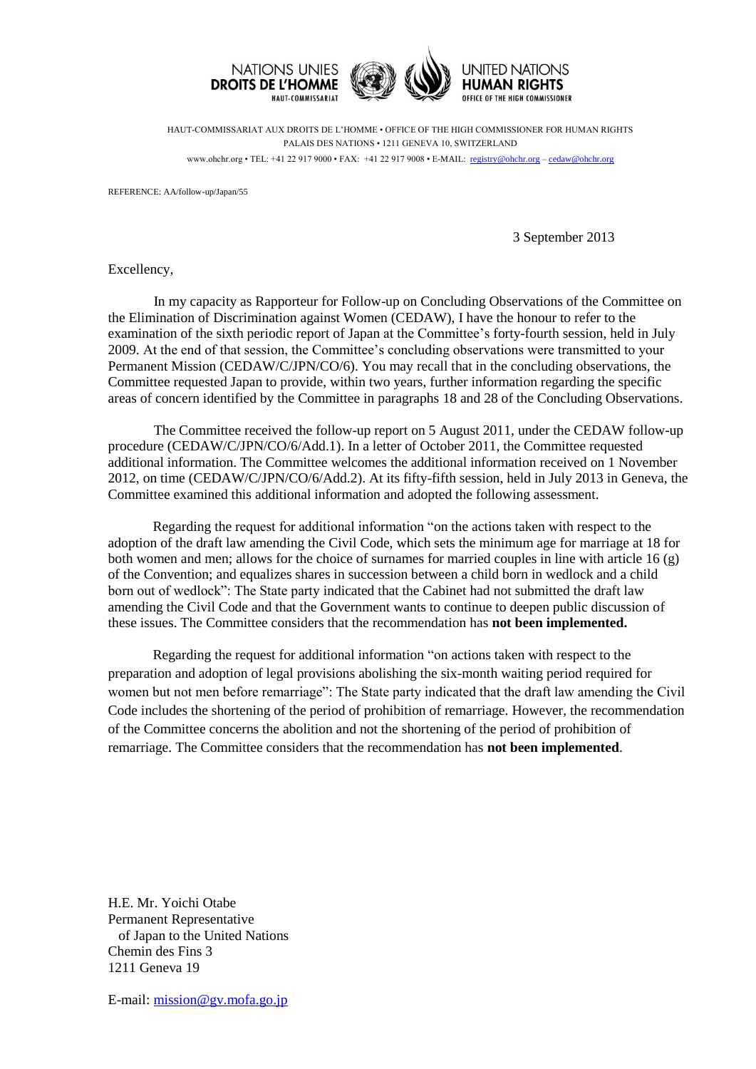NATIONS UNIES
**DROITS DE L'HOMME**
HAUT-COMMISSARIAT

UNITED NATIONS
**HUMAN RIGHTS**
OFFICE OF THE HIGH COMMISSIONER

HAUT-COMMISSARIAT AUX DROITS DE L'HOMME • OFFICE OF THE HIGH COMMISSIONER FOR HUMAN RIGHTS
PALAIS DES NATIONS • 1211 GENEVA 10, SWITZERLAND
www.ohchr.org • TEL: +41 22 917 9000 • FAX: +41 22 917 9008 • E-MAIL: registry@ohchr.org – cedaw@ohchr.org

REFERENCE: AA/follow-up/Japan/55

3 September 2013

Excellency,

In my capacity as Rapporteur for Follow-up on Concluding Observations of the Committee on the Elimination of Discrimination against Women (CEDAW), I have the honour to refer to the examination of the sixth periodic report of Japan at the Committee's forty-fourth session, held in July 2009. At the end of that session, the Committee's concluding observations were transmitted to your Permanent Mission (CEDAW/C/JPN/CO/6). You may recall that in the concluding observations, the Committee requested Japan to provide, within two years, further information regarding the specific areas of concern identified by the Committee in paragraphs 18 and 28 of the Concluding Observations.

The Committee received the follow-up report on 5 August 2011, under the CEDAW follow-up procedure (CEDAW/C/JPN/CO/6/Add.1). In a letter of October 2011, the Committee requested additional information. The Committee welcomes the additional information received on 1 November 2012, on time (CEDAW/C/JPN/CO/6/Add.2). At its fifty-fifth session, held in July 2013 in Geneva, the Committee examined this additional information and adopted the following assessment.

Regarding the request for additional information "on the actions taken with respect to the adoption of the draft law amending the Civil Code, which sets the minimum age for marriage at 18 for both women and men; allows for the choice of surnames for married couples in line with article 16 (g) of the Convention; and equalizes shares in succession between a child born in wedlock and a child born out of wedlock": The State party indicated that the Cabinet had not submitted the draft law amending the Civil Code and that the Government wants to continue to deepen public discussion of these issues. The Committee considers that the recommendation has **not been implemented.**

Regarding the request for additional information "on actions taken with respect to the preparation and adoption of legal provisions abolishing the six-month waiting period required for women but not men before remarriage": The State party indicated that the draft law amending the Civil Code includes the shortening of the period of prohibition of remarriage. However, the recommendation of the Committee concerns the abolition and not the shortening of the period of prohibition of remarriage. The Committee considers that the recommendation has **not been implemented**.

H.E. Mr. Yoichi Otabe
Permanent Representative
of Japan to the United Nations
Chemin des Fins 3
1211 Geneva 19

E-mail: mission@gv.mofa.go.jp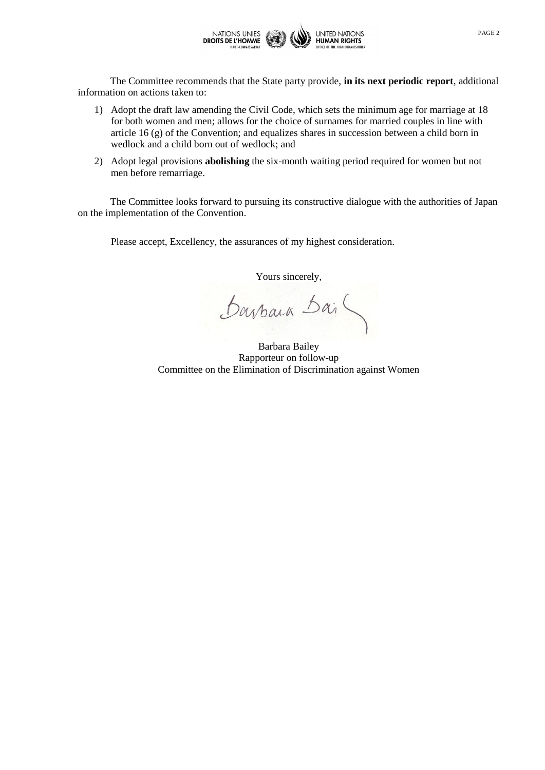The Committee recommends that the State party provide, **in its next periodic report**, additional information on actions taken to:

1) Adopt the draft law amending the Civil Code, which sets the minimum age for marriage at 18 for both women and men; allows for the choice of surnames for married couples in line with article 16 (g) of the Convention; and equalizes shares in succession between a child born in wedlock and a child born out of wedlock; and
2) Adopt legal provisions **abolishing** the six-month waiting period required for women but not men before remarriage.

The Committee looks forward to pursuing its constructive dialogue with the authorities of Japan on the implementation of the Convention.

Please accept, Excellency, the assurances of my highest consideration.

Yours sincerely,

Barbara Bailey
Rapporteur on follow-up
Committee on the Elimination of Discrimination against Women